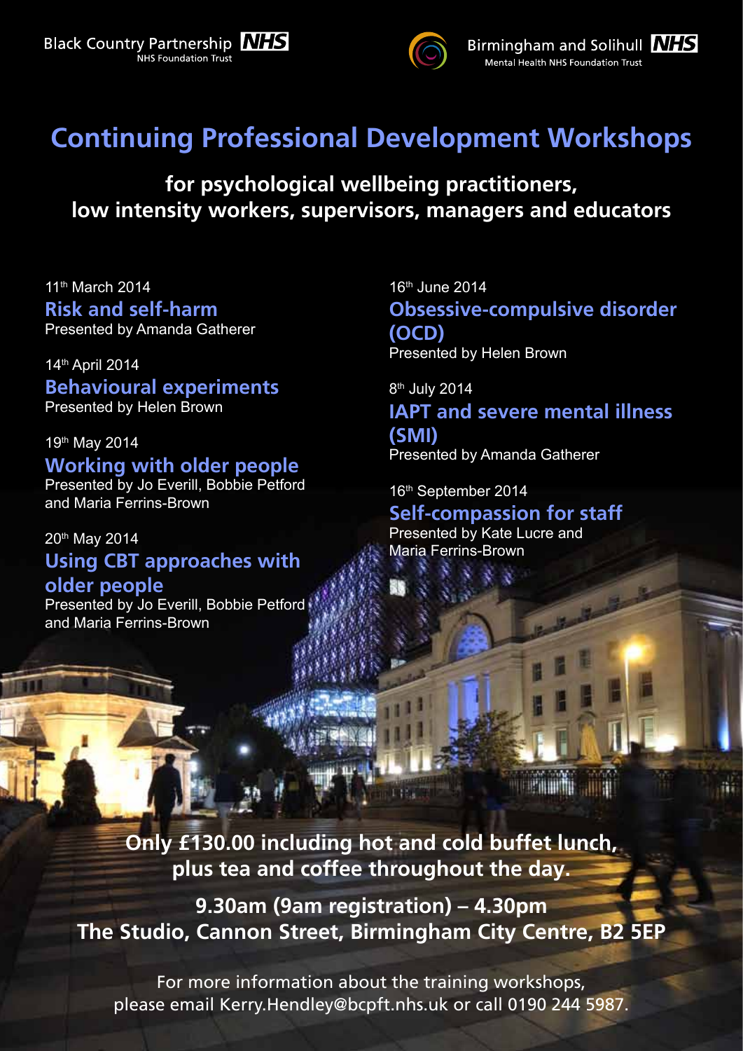Black Country Partnership NHS Foundation Trust

Birmingham and Solihull Mental Health NHS Foundation Trust

# Continuing Professional Development Workshops

**for psychological wellbeing practitioners, low intensity workers, supervisors, managers and educators**

11th March 2014
## Risk and self-harm
Presented by Amanda Gatherer

14th April 2014
## Behavioural experiments
Presented by Helen Brown

19th May 2014
## Working with older people
Presented by Jo Everill, Bobbie Petford and Maria Ferrins-Brown

20th May 2014
## Using CBT approaches with older people
Presented by Jo Everill, Bobbie Petford and Maria Ferrins-Brown

16th June 2014
## Obsessive-compulsive disorder (OCD)
Presented by Helen Brown

8th July 2014
## IAPT and severe mental illness (SMI)
Presented by Amanda Gatherer

16th September 2014
## Self-compassion for staff
Presented by Kate Lucre and Maria Ferrins-Brown

**Only £130.00 including hot and cold buffet lunch, plus tea and coffee throughout the day.**

**9.30am (9am registration) – 4.30pm**
**The Studio, Cannon Street, Birmingham City Centre, B2 5EP**

For more information about the training workshops, please email Kerry.Hendley@bcpft.nhs.uk or call 0190 244 5987.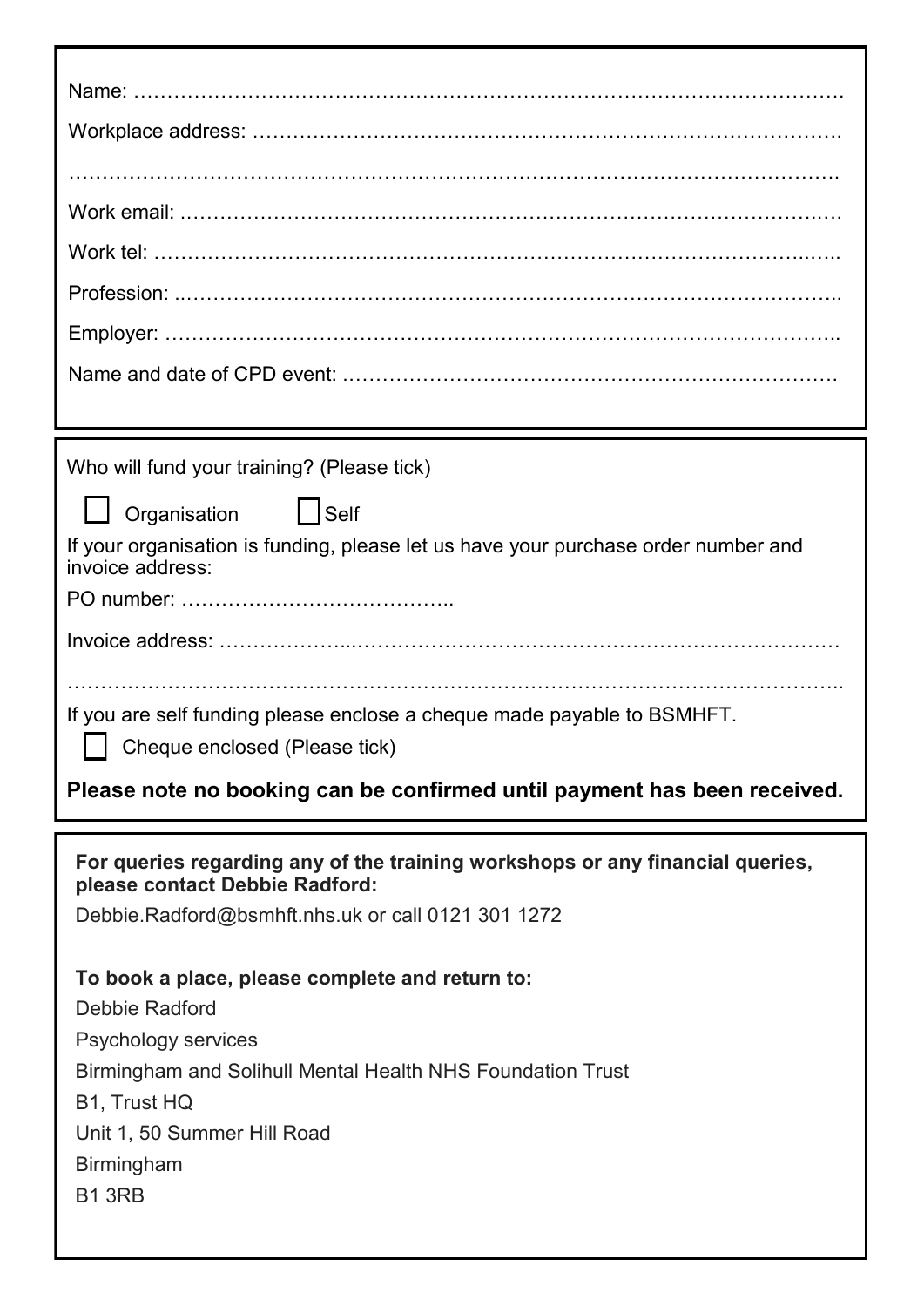Name: ……………………………………………………………………………………………

Workplace address: …………………………………………………………………………

………………………………………………………………………………………………

Work email: …………………………………………………………………………………

Work tel: ……………………………………………………………………………………

Profession: ..…………………………………………………………………………………

Employer: ……………………………………………………………………………………

Name and date of CPD event: ………………………………………………………………

Who will fund your training? (Please tick)

☐ Organisation ☐ Self

If your organisation is funding, please let us have your purchase order number and invoice address:

PO number: …………………………………..

Invoice address: ………………...…………………………………………………………

………………………………………………………………………………………………..

If you are self funding please enclose a cheque made payable to BSMHFT.

☐ Cheque enclosed (Please tick)

**Please note no booking can be confirmed until payment has been received.**

**For queries regarding any of the training workshops or any financial queries, please contact Debbie Radford:**

Debbie.Radford@bsmhft.nhs.uk or call 0121 301 1272

**To book a place, please complete and return to:**

Debbie Radford

Psychology services

Birmingham and Solihull Mental Health NHS Foundation Trust

B1, Trust HQ

Unit 1, 50 Summer Hill Road

Birmingham

B1 3RB